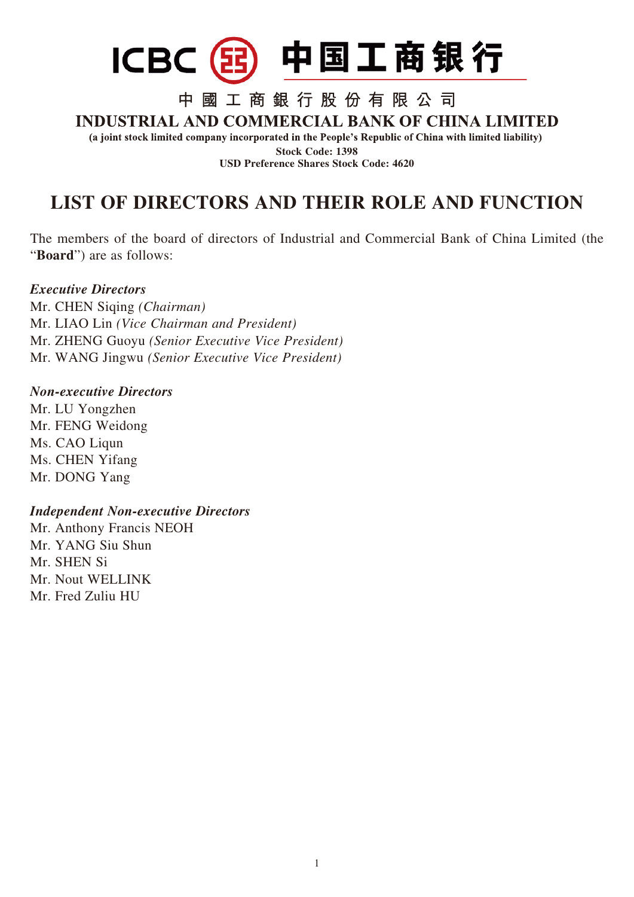ICBC 中国工商银行

中國工商銀行股份有限公司

**INDUSTRIAL AND COMMERCIAL BANK OF CHINA LIMITED**

**(a joint stock limited company incorporated in the People's Republic of China with limited liability)**

**Stock Code: 1398**

**USD Preference Shares Stock Code: 4620**

# LIST OF DIRECTORS AND THEIR ROLE AND FUNCTION

The members of the board of directors of Industrial and Commercial Bank of China Limited (the "**Board**") are as follows:

***Executive Directors***

Mr. CHEN Siqing *(Chairman)*
Mr. LIAO Lin *(Vice Chairman and President)*
Mr. ZHENG Guoyu *(Senior Executive Vice President)*
Mr. WANG Jingwu *(Senior Executive Vice President)*

***Non-executive Directors***

Mr. LU Yongzhen
Mr. FENG Weidong
Ms. CAO Liqun
Ms. CHEN Yifang
Mr. DONG Yang

***Independent Non-executive Directors***

Mr. Anthony Francis NEOH
Mr. YANG Siu Shun
Mr. SHEN Si
Mr. Nout WELLINK
Mr. Fred Zuliu HU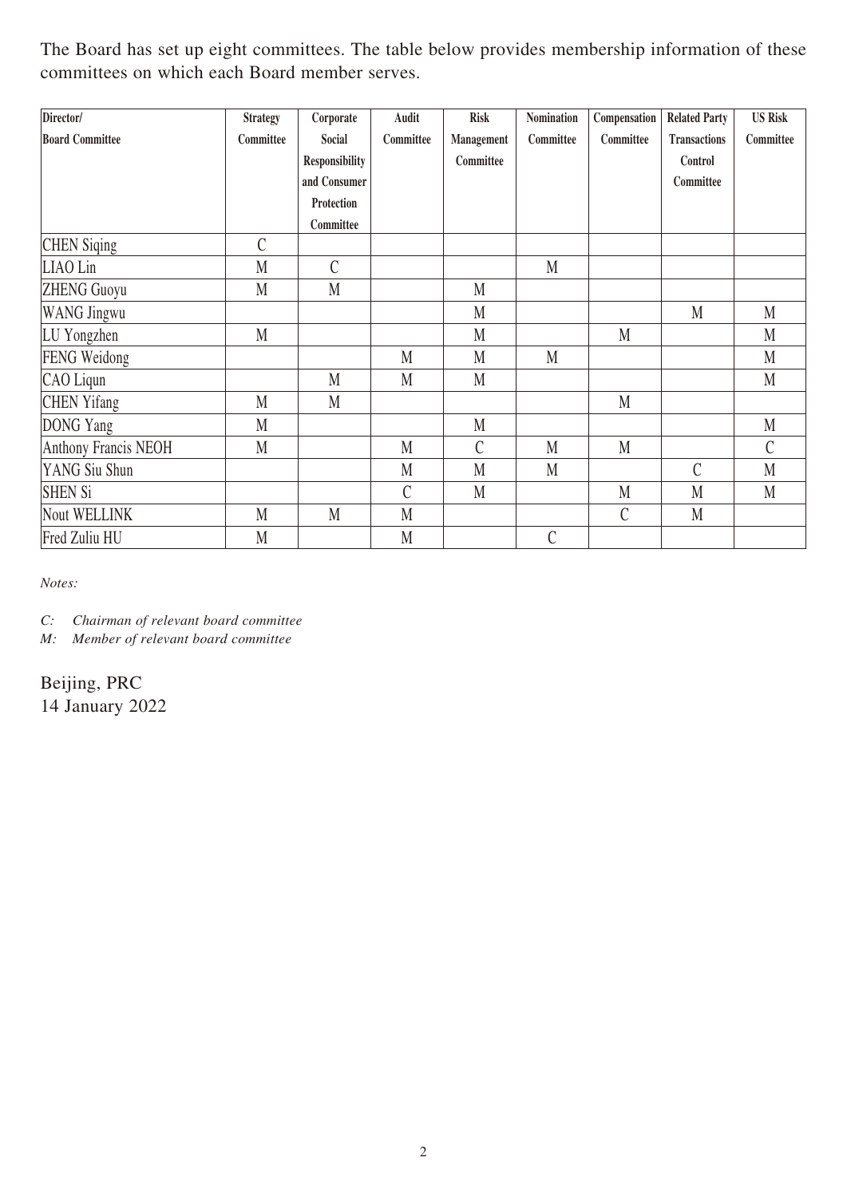The Board has set up eight committees. The table below provides membership information of these committees on which each Board member serves.

| Director/ Board Committee | Strategy Committee | Corporate Social Responsibility and Consumer Protection Committee | Audit Committee | Risk Management Committee | Nomination Committee | Compensation Committee | Related Party Transactions Control Committee | US Risk Committee |
|---|---|---|---|---|---|---|---|---|
| CHEN Siqing | C | | | | | | | |
| LIAO Lin | M | C | | | M | | | |
| ZHENG Guoyu | M | M | | M | | | | |
| WANG Jingwu | | | | M | | | M | M |
| LU Yongzhen | M | | | M | | M | | M |
| FENG Weidong | | | M | M | M | | | M |
| CAO Liqun | | M | M | M | | | | M |
| CHEN Yifang | M | M | | | | M | | |
| DONG Yang | M | | | M | | | | M |
| Anthony Francis NEOH | M | | M | C | M | M | | C |
| YANG Siu Shun | | | M | M | M | | C | M |
| SHEN Si | | | C | M | | M | M | M |
| Nout WELLINK | M | M | M | | | C | M | |
| Fred Zuliu HU | M | | M | | C | | | |

*Notes:*

*C: Chairman of relevant board committee*
*M: Member of relevant board committee*

Beijing, PRC
14 January 2022